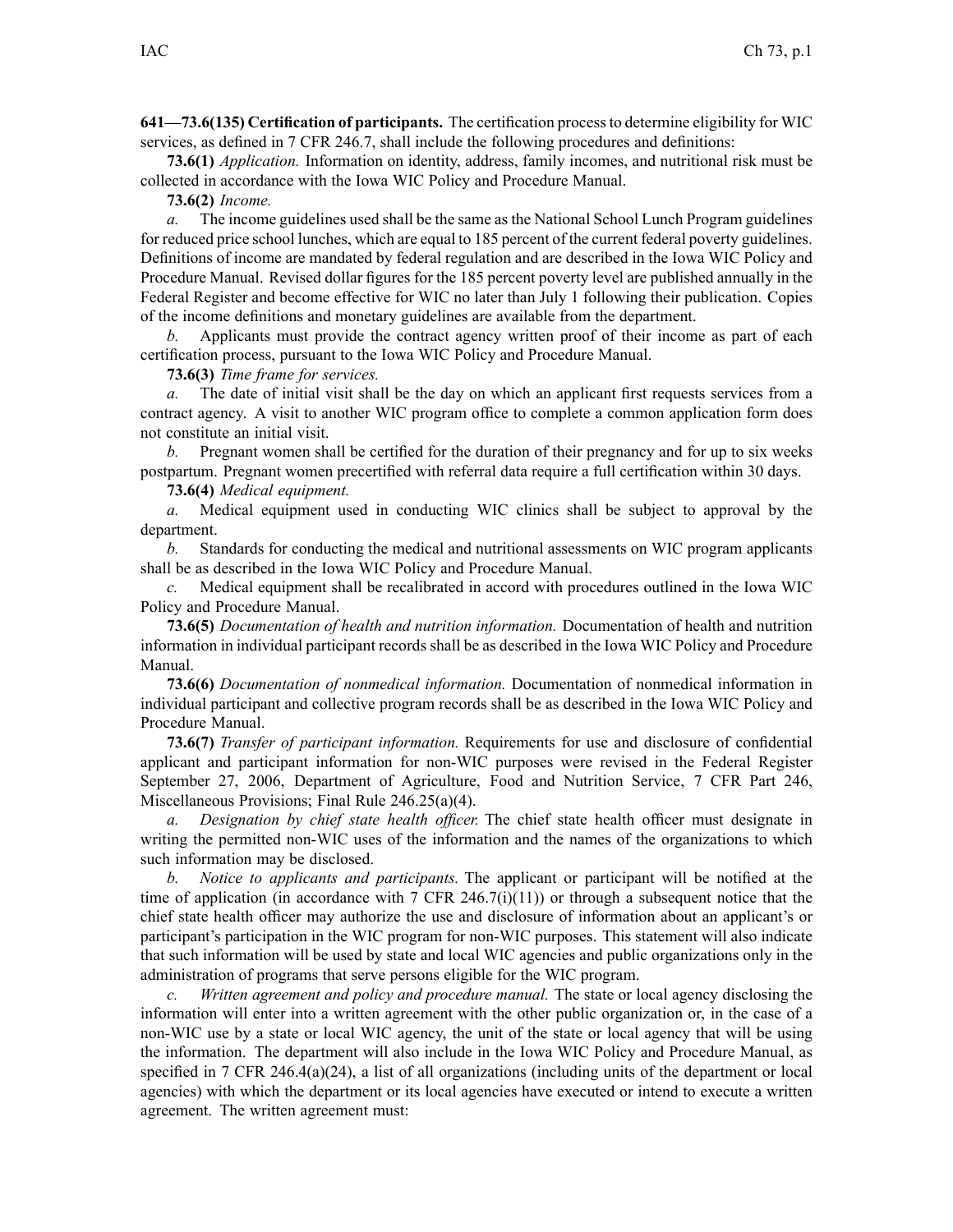**641—73.6(135) Certification of participants.** The certification process to determine eligibility for WIC services, as defined in 7 CFR 246.7, shall include the following procedures and definitions:

**73.6(1)** *Application.* Information on identity, address, family incomes, and nutritional risk must be collected in accordance with the Iowa WIC Policy and Procedure Manual.

**73.6(2)** *Income.*

*a.* The income guidelines used shall be the same as the National School Lunch Program guidelines for reduced price school lunches, which are equal to 185 percent of the current federal poverty guidelines. Definitions of income are mandated by federal regulation and are described in the Iowa WIC Policy and Procedure Manual. Revised dollar figures for the 185 percent poverty level are published annually in the Federal Register and become effective for WIC no later than July 1 following their publication. Copies of the income definitions and monetary guidelines are available from the department.

*b.* Applicants must provide the contract agency written proof of their income as part of each certification process, pursuant to the Iowa WIC Policy and Procedure Manual.

**73.6(3)** *Time frame for services.*

*a.* The date of initial visit shall be the day on which an applicant first requests services from a contract agency. A visit to another WIC program office to complete a common application form does not constitute an initial visit.

*b.* Pregnant women shall be certified for the duration of their pregnancy and for up to six weeks postpartum. Pregnant women precertified with referral data require a full certification within 30 days.

**73.6(4)** *Medical equipment.*

*a.* Medical equipment used in conducting WIC clinics shall be subject to approval by the department.

*b.* Standards for conducting the medical and nutritional assessments on WIC program applicants shall be as described in the Iowa WIC Policy and Procedure Manual.

*c.* Medical equipment shall be recalibrated in accord with procedures outlined in the Iowa WIC Policy and Procedure Manual.

**73.6(5)** *Documentation of health and nutrition information.* Documentation of health and nutrition information in individual participant records shall be as described in the Iowa WIC Policy and Procedure Manual.

**73.6(6)** *Documentation of nonmedical information.* Documentation of nonmedical information in individual participant and collective program records shall be as described in the Iowa WIC Policy and Procedure Manual.

**73.6(7)** *Transfer of participant information.* Requirements for use and disclosure of confidential applicant and participant information for non-WIC purposes were revised in the Federal Register September 27, 2006, Department of Agriculture, Food and Nutrition Service, 7 CFR Part 246, Miscellaneous Provisions; Final Rule 246.25(a)(4).

*a.* *Designation by chief state health officer.* The chief state health officer must designate in writing the permitted non-WIC uses of the information and the names of the organizations to which such information may be disclosed.

*b.* *Notice to applicants and participants.* The applicant or participant will be notified at the time of application (in accordance with 7 CFR 246.7(i)(11)) or through a subsequent notice that the chief state health officer may authorize the use and disclosure of information about an applicant's or participant's participation in the WIC program for non-WIC purposes. This statement will also indicate that such information will be used by state and local WIC agencies and public organizations only in the administration of programs that serve persons eligible for the WIC program.

*c.* *Written agreement and policy and procedure manual.* The state or local agency disclosing the information will enter into a written agreement with the other public organization or, in the case of a non-WIC use by a state or local WIC agency, the unit of the state or local agency that will be using the information. The department will also include in the Iowa WIC Policy and Procedure Manual, as specified in 7 CFR 246.4(a)(24), a list of all organizations (including units of the department or local agencies) with which the department or its local agencies have executed or intend to execute a written agreement. The written agreement must: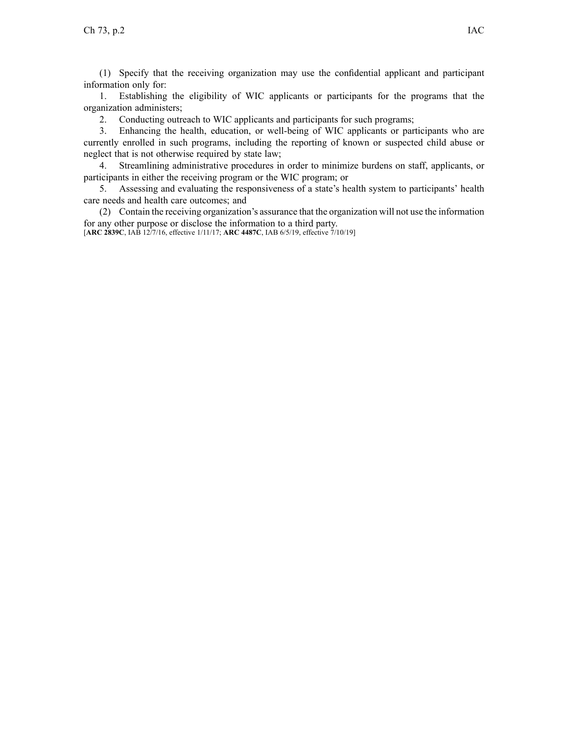(1) Specify that the receiving organization may use the confidential applicant and participant information only for:

1. Establishing the eligibility of WIC applicants or participants for the programs that the organization administers;

2. Conducting outreach to WIC applicants and participants for such programs;

3. Enhancing the health, education, or well-being of WIC applicants or participants who are currently enrolled in such programs, including the reporting of known or suspected child abuse or neglect that is not otherwise required by state law;

4. Streamlining administrative procedures in order to minimize burdens on staff, applicants, or participants in either the receiving program or the WIC program; or

5. Assessing and evaluating the responsiveness of a state's health system to participants' health care needs and health care outcomes; and

(2) Contain the receiving organization's assurance that the organization will not use the information for any other purpose or disclose the information to a third party.

[**ARC 2839C**, IAB 12/7/16, effective 1/11/17; **ARC 4487C**, IAB 6/5/19, effective 7/10/19]